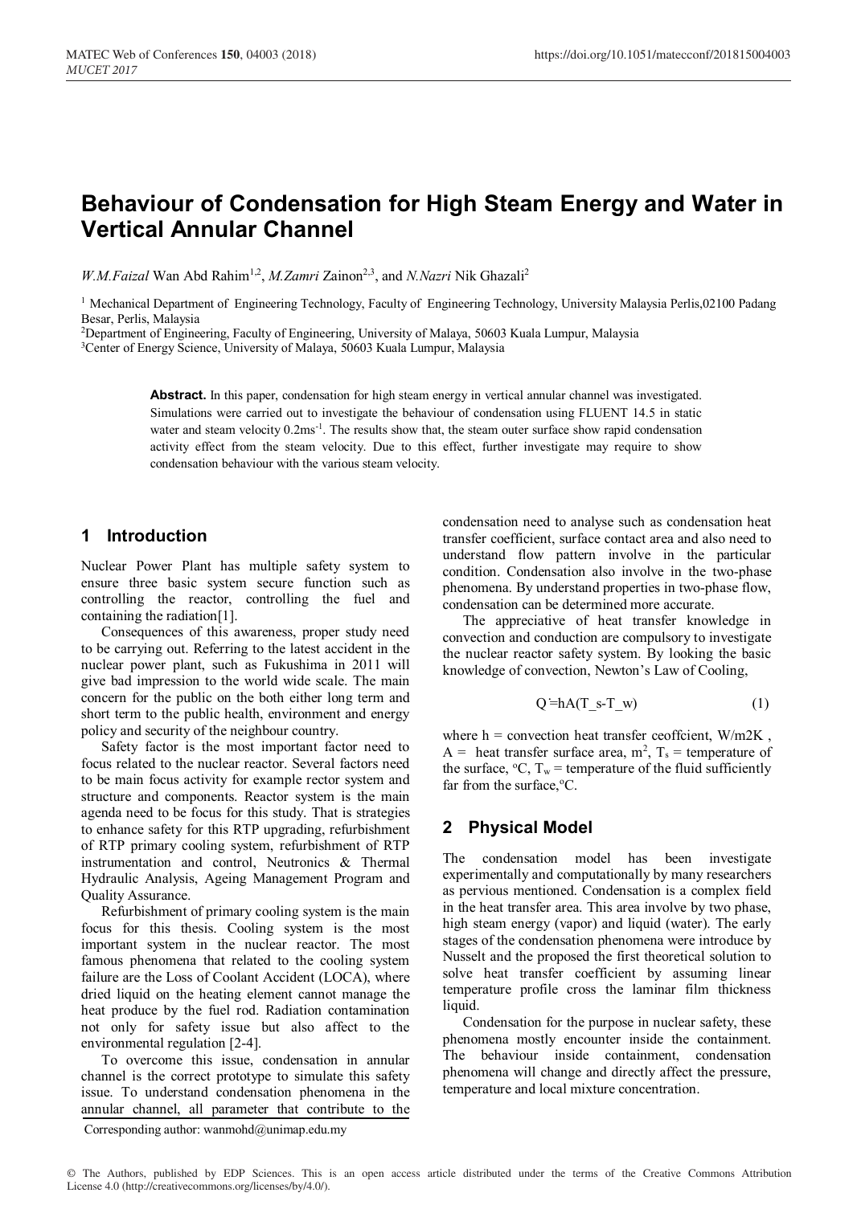# Behaviour of Condensation for High Steam Energy and Water in Vertical Annular Channel

*W.M.Faizal* Wan Abd Rahim[1,2], *M.Zamri* Zainon[2,3], and *N.Nazri* Nik Ghazali[2]

[1] Mechanical Department of Engineering Technology, Faculty of Engineering Technology, University Malaysia Perlis,02100 Padang Besar, Perlis, Malaysia

[2]Department of Engineering, Faculty of Engineering, University of Malaya, 50603 Kuala Lumpur, Malaysia

[3]Center of Energy Science, University of Malaya, 50603 Kuala Lumpur, Malaysia

**Abstract.** In this paper, condensation for high steam energy in vertical annular channel was investigated. Simulations were carried out to investigate the behaviour of condensation using FLUENT 14.5 in static water and steam velocity $0.2ms^{-1}$. The results show that, the steam outer surface show rapid condensation activity effect from the steam velocity. Due to this effect, further investigate may require to show condensation behaviour with the various steam velocity.

## 1 Introduction

Nuclear Power Plant has multiple safety system to ensure three basic system secure function such as controlling the reactor, controlling the fuel and containing the radiation[1].

Consequences of this awareness, proper study need to be carrying out. Referring to the latest accident in the nuclear power plant, such as Fukushima in 2011 will give bad impression to the world wide scale. The main concern for the public on the both either long term and short term to the public health, environment and energy policy and security of the neighbour country.

Safety factor is the most important factor need to focus related to the nuclear reactor. Several factors need to be main focus activity for example rector system and structure and components. Reactor system is the main agenda need to be focus for this study. That is strategies to enhance safety for this RTP upgrading, refurbishment of RTP primary cooling system, refurbishment of RTP instrumentation and control, Neutronics & Thermal Hydraulic Analysis, Ageing Management Program and Quality Assurance.

Refurbishment of primary cooling system is the main focus for this thesis. Cooling system is the most important system in the nuclear reactor. The most famous phenomena that related to the cooling system failure are the Loss of Coolant Accident (LOCA), where dried liquid on the heating element cannot manage the heat produce by the fuel rod. Radiation contamination not only for safety issue but also affect to the environmental regulation [2-4].

To overcome this issue, condensation in annular channel is the correct prototype to simulate this safety issue. To understand condensation phenomena in the annular channel, all parameter that contribute to the condensation need to analyse such as condensation heat transfer coefficient, surface contact area and also need to understand flow pattern involve in the particular condition. Condensation also involve in the two-phase phenomena. By understand properties in two-phase flow, condensation can be determined more accurate.

The appreciative of heat transfer knowledge in convection and conduction are compulsory to investigate the nuclear reactor safety system. By looking the basic knowledge of convection, Newton's Law of Cooling,

$$\dot{Q}=hA(T_s-T_w) \tag{1}$$

where h = convection heat transfer ceoffcient, W/m2K , A = heat transfer surface area, $m^2$, $T_s$ = temperature of the surface, $^oC$, $T_w$ = temperature of the fluid sufficiently far from the surface,$^oC$.

## 2 Physical Model

The condensation model has been investigate experimentally and computationally by many researchers as pervious mentioned. Condensation is a complex field in the heat transfer area. This area involve by two phase, high steam energy (vapor) and liquid (water). The early stages of the condensation phenomena were introduce by Nusselt and the proposed the first theoretical solution to solve heat transfer coefficient by assuming linear temperature profile cross the laminar film thickness liquid.

Condensation for the purpose in nuclear safety, these phenomena mostly encounter inside the containment. The behaviour inside containment, condensation phenomena will change and directly affect the pressure, temperature and local mixture concentration.

Corresponding author: wanmohd@unimap.edu.my

© The Authors, published by EDP Sciences. This is an open access article distributed under the terms of the Creative Commons Attribution License 4.0 (http://creativecommons.org/licenses/by/4.0/).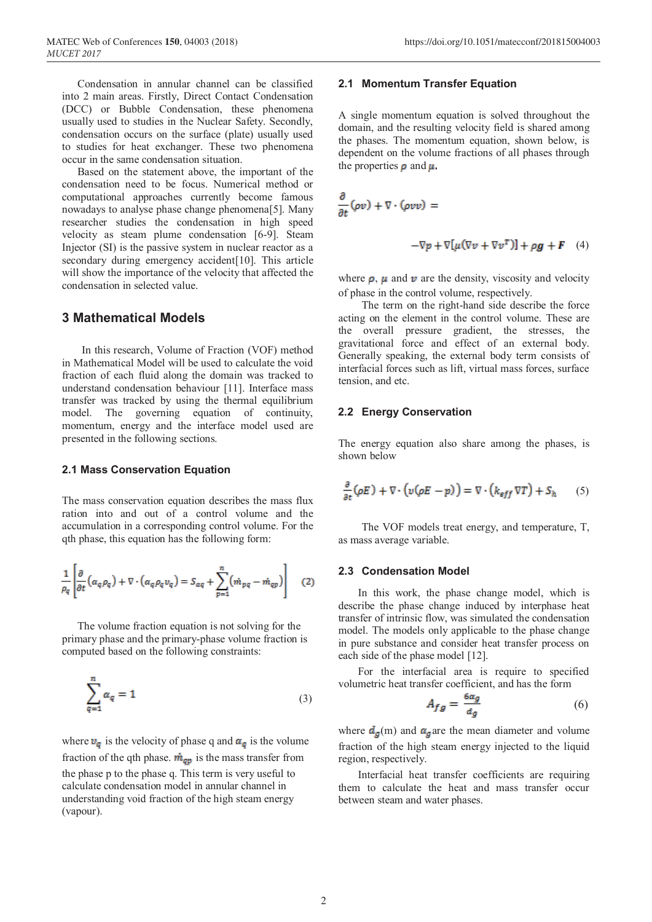Condensation in annular channel can be classified into 2 main areas. Firstly, Direct Contact Condensation (DCC) or Bubble Condensation, these phenomena usually used to studies in the Nuclear Safety. Secondly, condensation occurs on the surface (plate) usually used to studies for heat exchanger. These two phenomena occur in the same condensation situation.

Based on the statement above, the important of the condensation need to be focus. Numerical method or computational approaches currently become famous nowadays to analyse phase change phenomena[5]. Many researcher studies the condensation in high speed velocity as steam plume condensation [6-9]. Steam Injector (SI) is the passive system in nuclear reactor as a secondary during emergency accident[10]. This article will show the importance of the velocity that affected the condensation in selected value.

## 3 Mathematical Models

In this research, Volume of Fraction (VOF) method in Mathematical Model will be used to calculate the void fraction of each fluid along the domain was tracked to understand condensation behaviour [11]. Interface mass transfer was tracked by using the thermal equilibrium model. The governing equation of continuity, momentum, energy and the interface model used are presented in the following sections.

### 2.1 Mass Conservation Equation

The mass conservation equation describes the mass flux ration into and out of a control volume and the accumulation in a corresponding control volume. For the qth phase, this equation has the following form:

$$\frac{1}{\rho_q}\left[\frac{\partial}{\partial t}\left(\alpha_q \rho_q\right) + \nabla \cdot \left(\alpha_q \rho_q v_q\right) = S_{\alpha q} + \sum_{p=1}^{n}\left(\dot{m}_{pq} - \dot{m}_{qp}\right)\right] \quad (2)$$

The volume fraction equation is not solving for the primary phase and the primary-phase volume fraction is computed based on the following constraints:

$$\sum_{q=1}^{n} \alpha_q = 1 \quad (3)$$

where $v_q$ is the velocity of phase q and $\alpha_q$ is the volume fraction of the qth phase. $\dot{m}_{qp}$ is the mass transfer from the phase p to the phase q. This term is very useful to calculate condensation model in annular channel in understanding void fraction of the high steam energy (vapour).

### 2.1 Momentum Transfer Equation

A single momentum equation is solved throughout the domain, and the resulting velocity field is shared among the phases. The momentum equation, shown below, is dependent on the volume fractions of all phases through the properties $\rho$ and $\mu$.

$$\frac{\partial}{\partial t}(\rho v) + \nabla \cdot (\rho v v) = -\nabla p + \nabla[\mu(\nabla v + \nabla v^T)] + \rho g + F \quad (4)$$

where $\rho$, $\mu$ and $v$ are the density, viscosity and velocity of phase in the control volume, respectively.

The term on the right-hand side describe the force acting on the element in the control volume. These are the overall pressure gradient, the stresses, the gravitational force and effect of an external body. Generally speaking, the external body term consists of interfacial forces such as lift, virtual mass forces, surface tension, and etc.

### 2.2 Energy Conservation

The energy equation also share among the phases, is shown below

$$\frac{\partial}{\partial t}(\rho E) + \nabla \cdot \left(v(\rho E - p)\right) = \nabla \cdot \left(k_{eff} \nabla T\right) + S_h \quad (5)$$

The VOF models treat energy, and temperature, T, as mass average variable.

### 2.3 Condensation Model

In this work, the phase change model, which is describe the phase change induced by interphase heat transfer of intrinsic flow, was simulated the condensation model. The models only applicable to the phase change in pure substance and consider heat transfer process on each side of the phase model [12].

For the interfacial area is require to specified volumetric heat transfer coefficient, and has the form

$$A_{fg} = \frac{6\alpha_g}{d_g} \quad (6)$$

where $d_g$(m) and $\alpha_g$ are the mean diameter and volume fraction of the high steam energy injected to the liquid region, respectively.

Interfacial heat transfer coefficients are requiring them to calculate the heat and mass transfer occur between steam and water phases.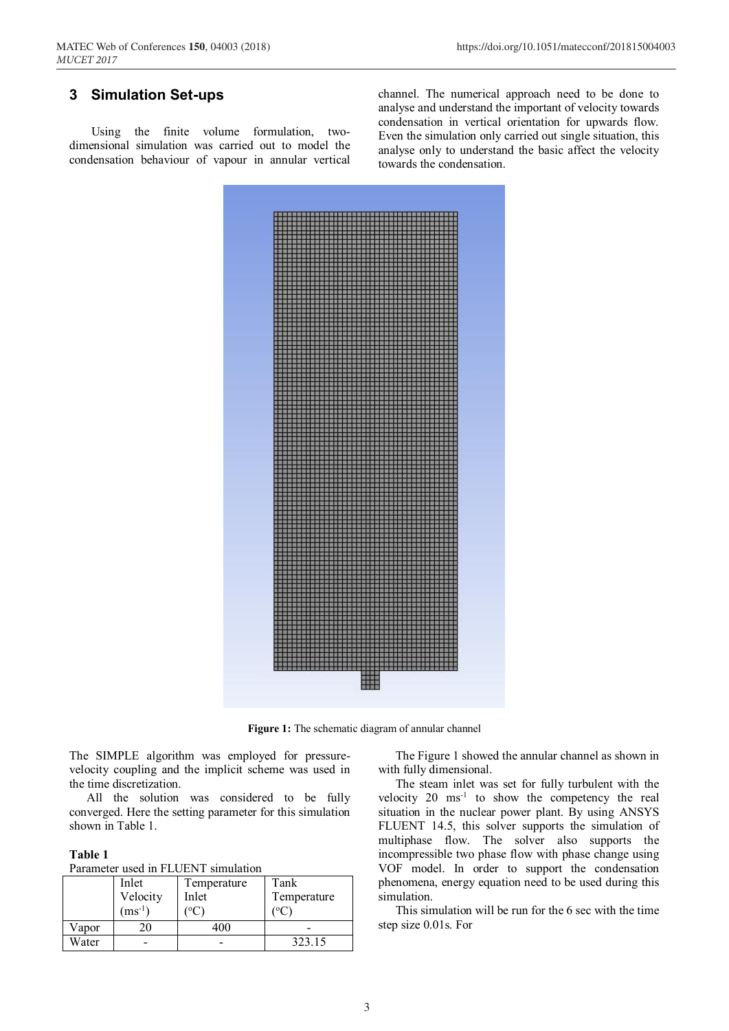## 3 Simulation Set-ups

Using the finite volume formulation, two-dimensional simulation was carried out to model the condensation behaviour of vapour in annular vertical channel. The numerical approach need to be done to analyse and understand the important of velocity towards condensation in vertical orientation for upwards flow. Even the simulation only carried out single situation, this analyse only to understand the basic affect the velocity towards the condensation.

**Figure 1:** The schematic diagram of annular channel

The SIMPLE algorithm was employed for pressure-velocity coupling and the implicit scheme was used in the time discretization.

All the solution was considered to be fully converged. Here the setting parameter for this simulation shown in Table 1.

**Table 1**

Parameter used in FLUENT simulation

| | Inlet Velocity ($ms^{-1}$) | Temperature Inlet (°C) | Tank Temperature (°C) |
|---|---|---|---|
| Vapor | 20 | 400 | - |
| Water | - | - | 323.15 |

The Figure 1 showed the annular channel as shown in with fully dimensional.

The steam inlet was set for fully turbulent with the velocity 20 $ms^{-1}$ to show the competency the real situation in the nuclear power plant. By using ANSYS FLUENT 14.5, this solver supports the simulation of multiphase flow. The solver also supports the incompressible two phase flow with phase change using VOF model. In order to support the condensation phenomena, energy equation need to be used during this simulation.

This simulation will be run for the 6 sec with the time step size 0.01s. For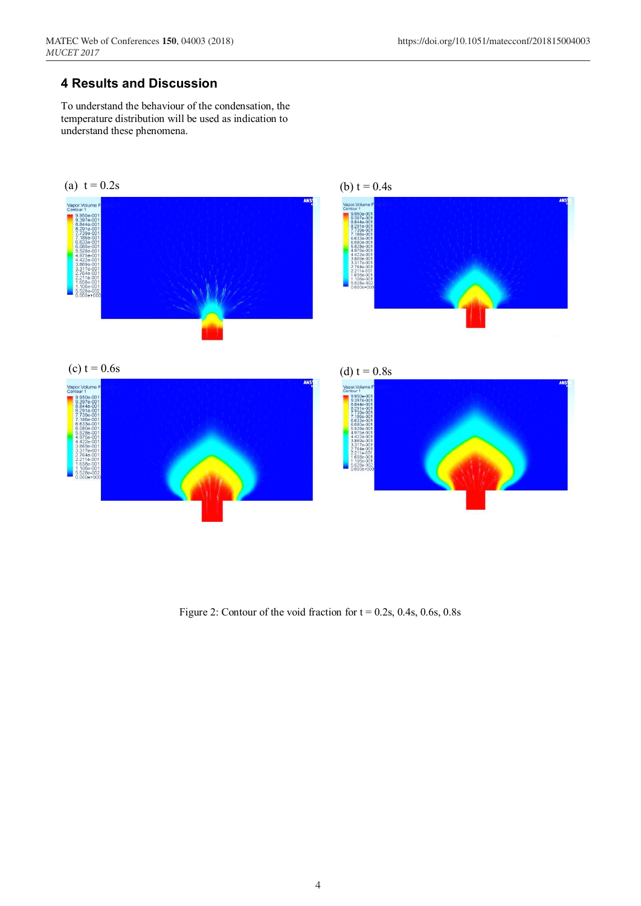## 4 Results and Discussion

To understand the behaviour of the condensation, the temperature distribution will be used as indication to understand these phenomena.

(a) t = 0.2s

(b) t = 0.4s

(c) t = 0.6s

(d) t = 0.8s

Figure 2: Contour of the void fraction for t = 0.2s, 0.4s, 0.6s, 0.8s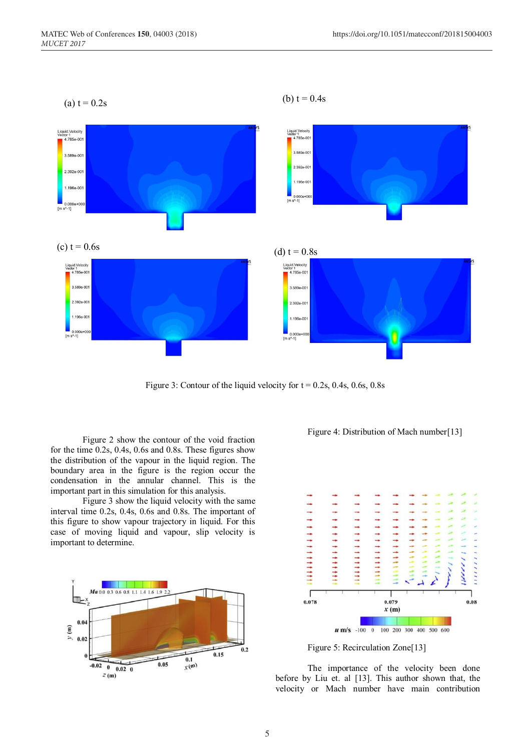(a) t = 0.2s

(b) t = 0.4s

(c) t = 0.6s

(d) t = 0.8s

Figure 3: Contour of the liquid velocity for t = 0.2s, 0.4s, 0.6s, 0.8s

Figure 2 show the contour of the void fraction for the time 0.2s, 0.4s, 0.6s and 0.8s. These figures show the distribution of the vapour in the liquid region. The boundary area in the figure is the region occur the condensation in the annular channel. This is the important part in this simulation for this analysis.

Figure 3 show the liquid velocity with the same interval time 0.2s, 0.4s, 0.6s and 0.8s. The important of this figure to show vapour trajectory in liquid. For this case of moving liquid and vapour, slip velocity is important to determine.

Figure 4: Distribution of Mach number[13]

Figure 5: Recirculation Zone[13]

The importance of the velocity been done before by Liu et. al [13]. This author shown that, the velocity or Mach number have main contribution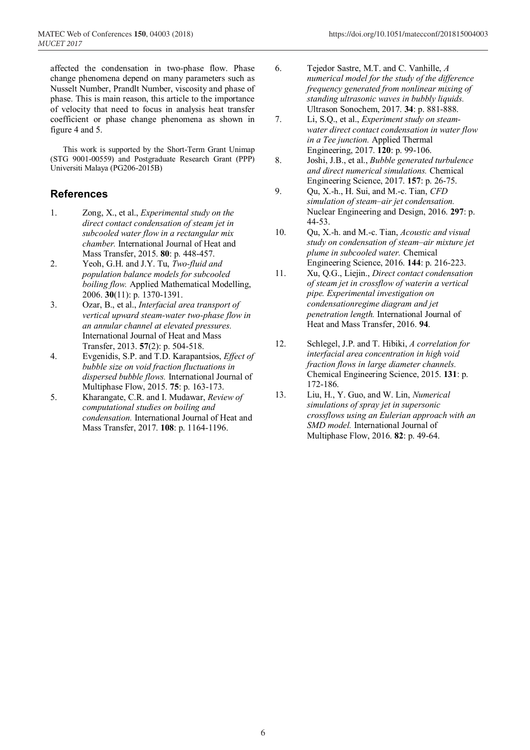affected the condensation in two-phase flow. Phase change phenomena depend on many parameters such as Nusselt Number, Prandlt Number, viscosity and phase of phase. This is main reason, this article to the importance of velocity that need to focus in analysis heat transfer coefficient or phase change phenomena as shown in figure 4 and 5.

This work is supported by the Short-Term Grant Unimap (STG 9001-00559) and Postgraduate Research Grant (PPP) Universiti Malaya (PG206-2015B)

## References

1. Zong, X., et al., *Experimental study on the direct contact condensation of steam jet in subcooled water flow in a rectangular mix chamber.* International Journal of Heat and Mass Transfer, 2015. **80**: p. 448-457.
2. Yeoh, G.H. and J.Y. Tu, *Two-fluid and population balance models for subcooled boiling flow.* Applied Mathematical Modelling, 2006. **30**(11): p. 1370-1391.
3. Ozar, B., et al., *Interfacial area transport of vertical upward steam-water two-phase flow in an annular channel at elevated pressures.* International Journal of Heat and Mass Transfer, 2013. **57**(2): p. 504-518.
4. Evgenidis, S.P. and T.D. Karapantsios, *Effect of bubble size on void fraction fluctuations in dispersed bubble flows.* International Journal of Multiphase Flow, 2015. **75**: p. 163-173.
5. Kharangate, C.R. and I. Mudawar, *Review of computational studies on boiling and condensation.* International Journal of Heat and Mass Transfer, 2017. **108**: p. 1164-1196.
6. Tejedor Sastre, M.T. and C. Vanhille, *A numerical model for the study of the difference frequency generated from nonlinear mixing of standing ultrasonic waves in bubbly liquids.* Ultrason Sonochem, 2017. **34**: p. 881-888.
7. Li, S.Q., et al., *Experiment study on steam-water direct contact condensation in water flow in a Tee junction.* Applied Thermal Engineering, 2017. **120**: p. 99-106.
8. Joshi, J.B., et al., *Bubble generated turbulence and direct numerical simulations.* Chemical Engineering Science, 2017. **157**: p. 26-75.
9. Qu, X.-h., H. Sui, and M.-c. Tian, *CFD simulation of steam–air jet condensation.* Nuclear Engineering and Design, 2016. **297**: p. 44-53.
10. Qu, X.-h. and M.-c. Tian, *Acoustic and visual study on condensation of steam–air mixture jet plume in subcooled water.* Chemical Engineering Science, 2016. **144**: p. 216-223.
11. Xu, Q.G., Liejin., *Direct contact condensation of steam jet in crossflow of waterin a vertical pipe. Experimental investigation on condensationregime diagram and jet penetration length.* International Journal of Heat and Mass Transfer, 2016. **94**.
12. Schlegel, J.P. and T. Hibiki, *A correlation for interfacial area concentration in high void fraction flows in large diameter channels.* Chemical Engineering Science, 2015. **131**: p. 172-186.
13. Liu, H., Y. Guo, and W. Lin, *Numerical simulations of spray jet in supersonic crossflows using an Eulerian approach with an SMD model.* International Journal of Multiphase Flow, 2016. **82**: p. 49-64.